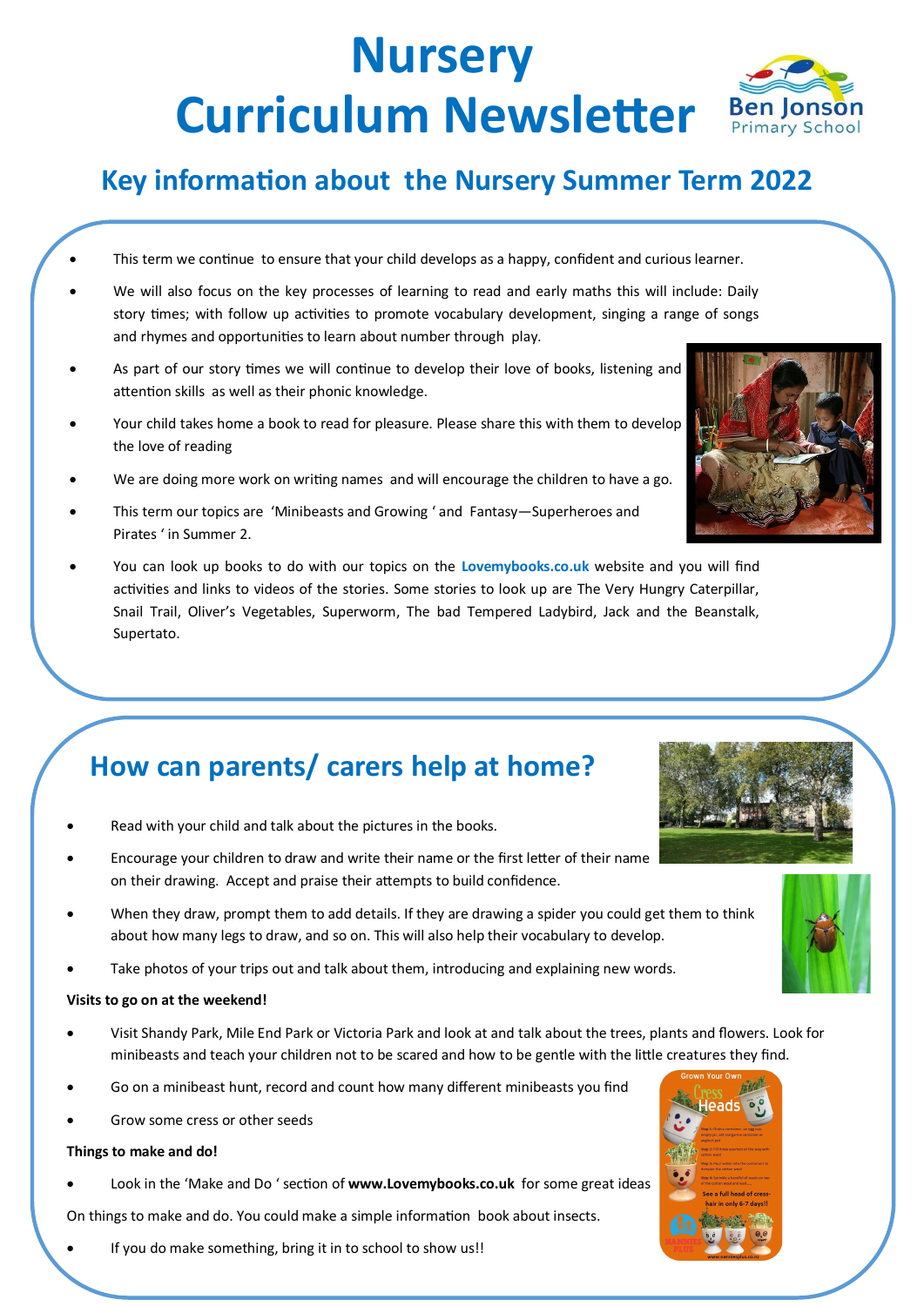# Nursery Curriculum Newsletter

Ben Jonson Primary School

## Key information about the Nursery Summer Term 2022

- This term we continue to ensure that your child develops as a happy, confident and curious learner.
- We will also focus on the key processes of learning to read and early maths this will include: Daily story times; with follow up activities to promote vocabulary development, singing a range of songs and rhymes and opportunities to learn about number through play.
- As part of our story times we will continue to develop their love of books, listening and attention skills as well as their phonic knowledge.
- Your child takes home a book to read for pleasure. Please share this with them to develop the love of reading
- We are doing more work on writing names and will encourage the children to have a go.
- This term our topics are 'Minibeasts and Growing ' and Fantasy—Superheroes and Pirates ' in Summer 2.
- You can look up books to do with our topics on the **Lovemybooks.co.uk** website and you will find activities and links to videos of the stories. Some stories to look up are The Very Hungry Caterpillar, Snail Trail, Oliver's Vegetables, Superworm, The bad Tempered Ladybird, Jack and the Beanstalk, Supertato.

## How can parents/ carers help at home?

- Read with your child and talk about the pictures in the books.
- Encourage your children to draw and write their name or the first letter of their name on their drawing. Accept and praise their attempts to build confidence.
- When they draw, prompt them to add details. If they are drawing a spider you could get them to think about how many legs to draw, and so on. This will also help their vocabulary to develop.
- Take photos of your trips out and talk about them, introducing and explaining new words.

**Visits to go on at the weekend!**

- Visit Shandy Park, Mile End Park or Victoria Park and look at and talk about the trees, plants and flowers. Look for minibeasts and teach your children not to be scared and how to be gentle with the little creatures they find.
- Go on a minibeast hunt, record and count how many different minibeasts you find
- Grow some cress or other seeds

**Things to make and do!**

- Look in the 'Make and Do ' section of **www.Lovemybooks.co.uk** for some great ideas

On things to make and do. You could make a simple information book about insects.

- If you do make something, bring it in to school to show us!!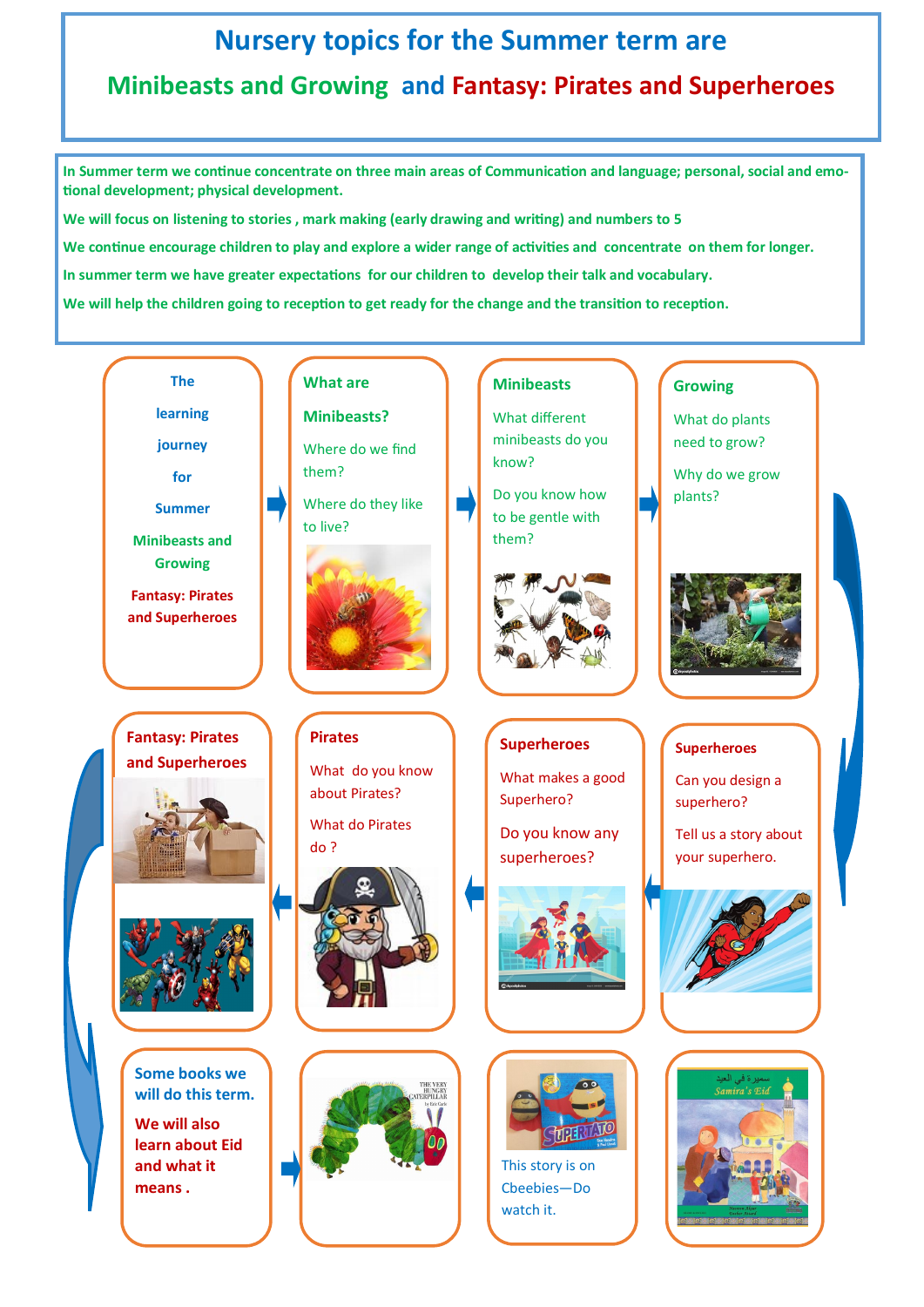# Nursery topics for the Summer term are

## Minibeasts and Growing and Fantasy: Pirates and Superheroes

**In Summer term we continue concentrate on three main areas of Communication and language; personal, social and emotional development; physical development.**

**We will focus on listening to stories , mark making (early drawing and writing) and numbers to 5**

**We continue encourage children to play and explore a wider range of activities and concentrate on them for longer.**

**In summer term we have greater expectations for our children to develop their talk and vocabulary.**

**We will help the children going to reception to get ready for the change and the transition to reception.**

**The learning journey for Summer**

**Minibeasts and Growing**

**Fantasy: Pirates and Superheroes**

### What are Minibeasts?

Where do we find them?

Where do they like to live?

### Minibeasts

What different minibeasts do you know?

Do you know how to be gentle with them?

### Growing

What do plants need to grow?

Why do we grow plants?

### Superheroes

Can you design a superhero?

Tell us a story about your superhero.

### Superheroes

What makes a good Superhero?

Do you know any superheroes?

### Pirates

What do you know about Pirates?

What do Pirates do ?

### Fantasy: Pirates and Superheroes

**Some books we will do this term.**

**We will also learn about Eid and what it means .**

This story is on Cbeebies—Do watch it.